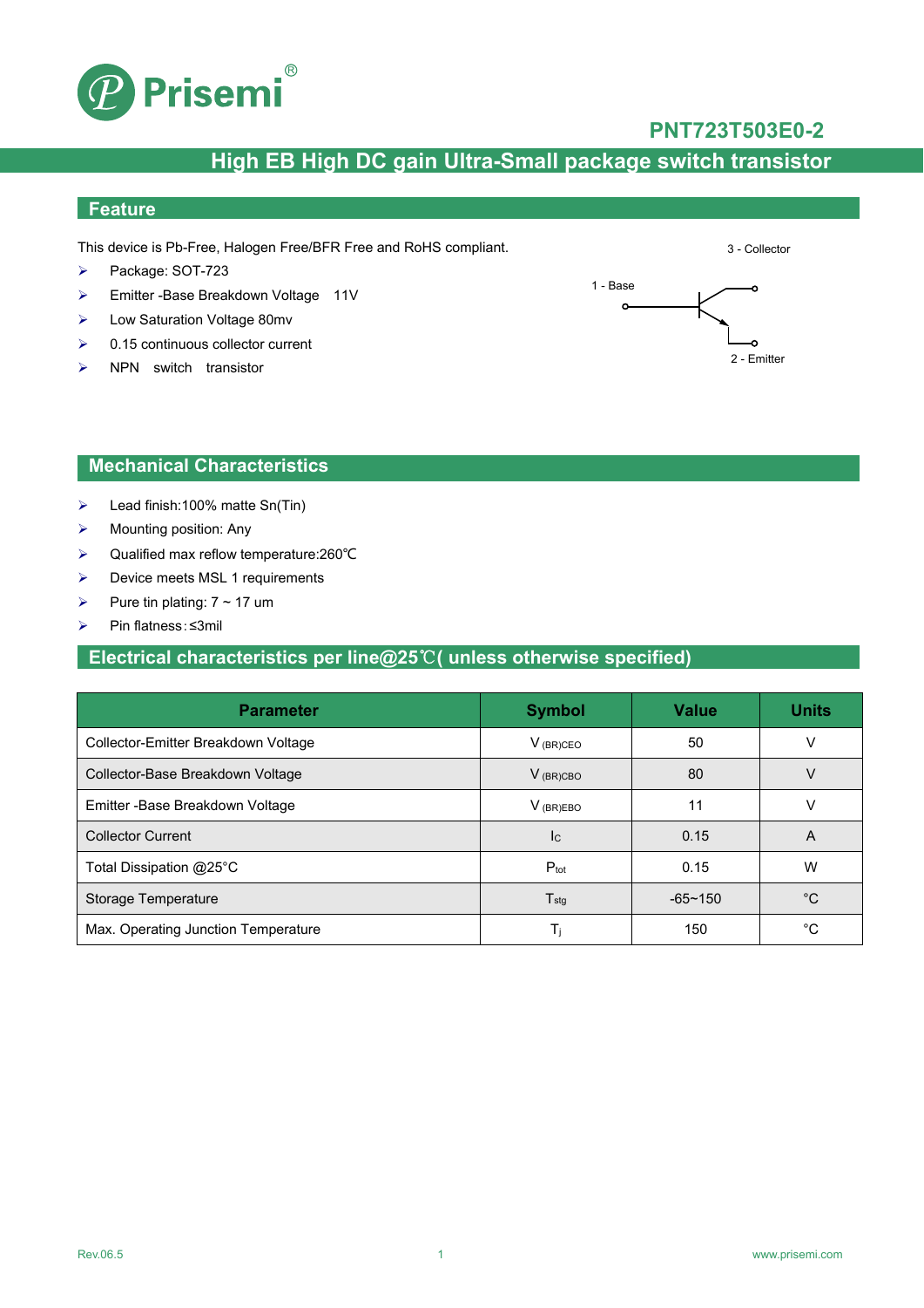# PNT723T503E0-2

## High EB High DC gain Ultra-Small package switch transistor

## Feature

This device is Pb-Free, Halogen Free/BFR Free and RoHS compliant.

- Package: SOT-723
- Emitter -Base Breakdown Voltage 11V
- Low Saturation Voltage 80mv
- 0.15 continuous collector current
- NPN switch transistor

3 - Collector

1 - Base

2 - Emitter

## Mechanical Characteristics

- Lead finish:100% matte Sn(Tin)
- Mounting position: Any
- Qualified max reflow temperature:260℃
- Device meets MSL 1 requirements
- Pure tin plating: 7 ~ 17 um
- Pin flatness:≤3mil

## Electrical characteristics per line@25℃( unless otherwise specified)

| Parameter | Symbol | Value | Units |
|---|---|---|---|
| Collector-Emitter Breakdown Voltage | $V_{(BR)CEO}$ | 50 | V |
| Collector-Base Breakdown Voltage | $V_{(BR)CBO}$ | 80 | V |
| Emitter -Base Breakdown Voltage | $V_{(BR)EBO}$ | 11 | V |
| Collector Current | $I_C$ | 0.15 | A |
| Total Dissipation @25°C | $P_{tot}$ | 0.15 | W |
| Storage Temperature | $T_{stg}$ | -65~150 | °C |
| Max. Operating Junction Temperature | $T_j$ | 150 | °C |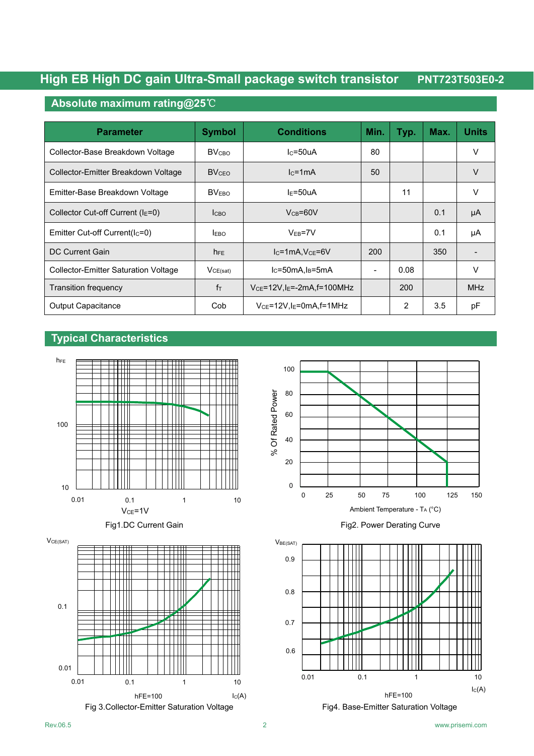## Absolute maximum rating@25℃

| Parameter | Symbol | Conditions | Min. | Typ. | Max. | Units |
|---|---|---|---|---|---|---|
| Collector-Base Breakdown Voltage | $BV_{CBO}$ | $I_C$=50uA | 80 | | | V |
| Collector-Emitter Breakdown Voltage | $BV_{CEO}$ | $I_C$=1mA | 50 | | | V |
| Emitter-Base Breakdown Voltage | $BV_{EBO}$ | $I_E$=50uA | | 11 | | V |
| Collector Cut-off Current ($I_E$=0) | $I_{CBO}$ | $V_{CB}$=60V | | | 0.1 | μA |
| Emitter Cut-off Current($I_C$=0) | $I_{EBO}$ | $V_{EB}$=7V | | | 0.1 | μA |
| DC Current Gain | $h_{FE}$ | $I_C$=1mA,$V_{CE}$=6V | 200 | | 350 | - |
| Collector-Emitter Saturation Voltage | $V_{CE(sat)}$ | $I_C$=50mA,$I_B$=5mA | - | 0.08 | | V |
| Transition frequency | $f_T$ | $V_{CE}$=12V,$I_E$=-2mA,f=100MHz | | 200 | | MHz |
| Output Capacitance | Cob | $V_{CE}$=12V,$I_E$=0mA,f=1MHz | | 2 | 3.5 | pF |

## Typical Characteristics

$V_{CE}$=1V

Fig1.DC Current Gain

Fig2. Power Derating Curve

hFE=100

Fig 3.Collector-Emitter Saturation Voltage

hFE=100

Fig4. Base-Emitter Saturation Voltage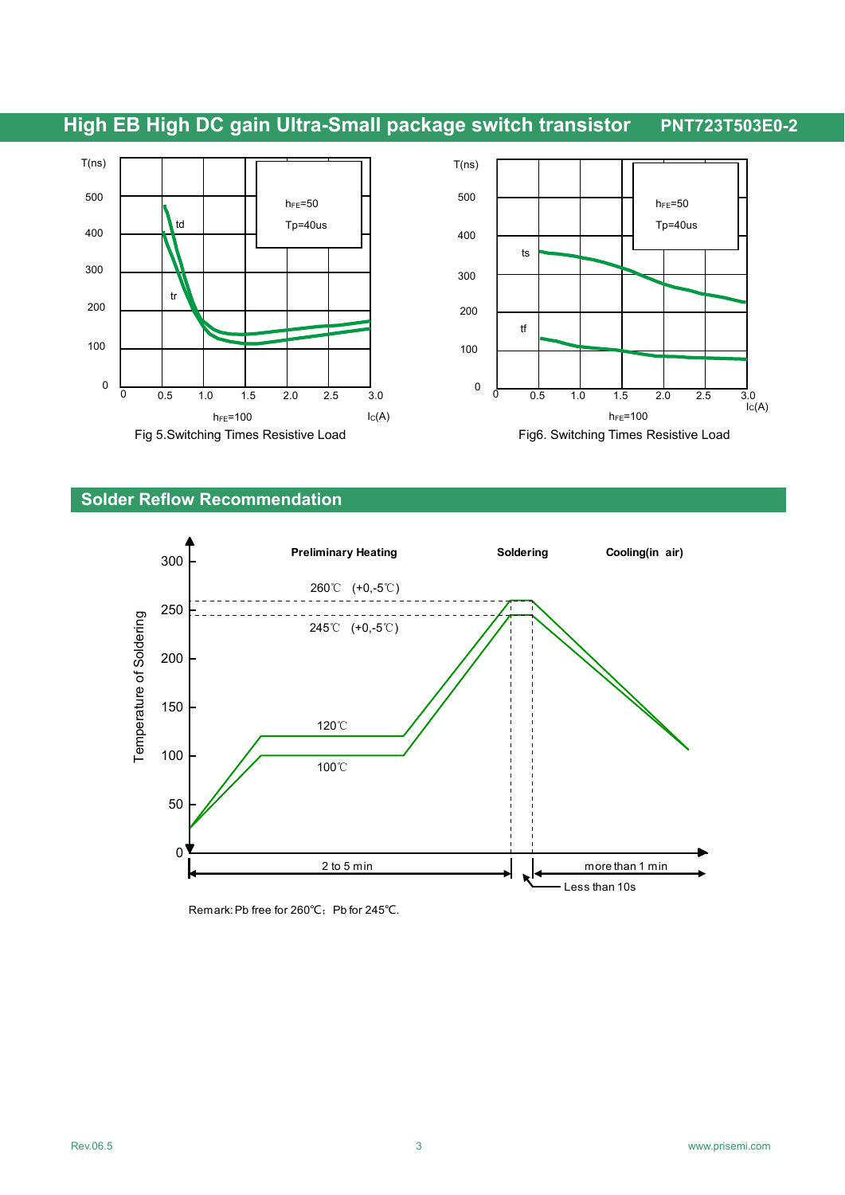## Fig 5 / Fig 6

Fig 5.Switching Times Resistive Load

Fig6. Switching Times Resistive Load

## Solder Reflow Recommendation

Remark: Pb free for 260℃; Pb for 245℃.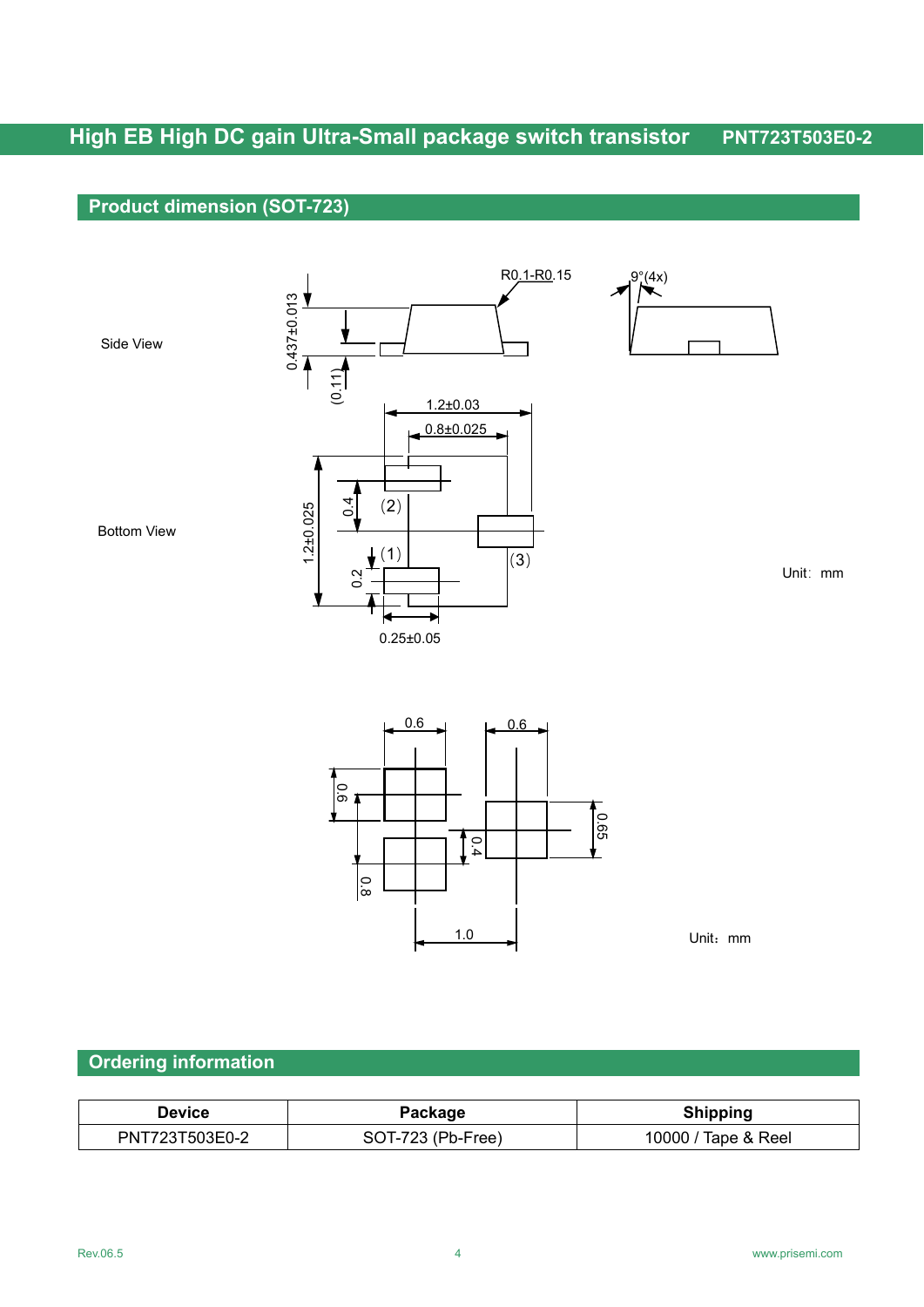## Product dimension (SOT-723)

Side View

R0.1-R0.15

9°(4x)

0.437±0.013

(0.11)

Bottom View

1.2±0.03

0.8±0.025

1.2±0.025

0.4

0.2

(2)

(1)

(3)

0.25±0.05

Unit: mm

0.6

0.6

0.6

0.8

0.4

0.65

1.0

Unit: mm

## Ordering information

| Device | Package | Shipping |
| --- | --- | --- |
| PNT723T503E0-2 | SOT-723 (Pb-Free) | 10000 / Tape & Reel |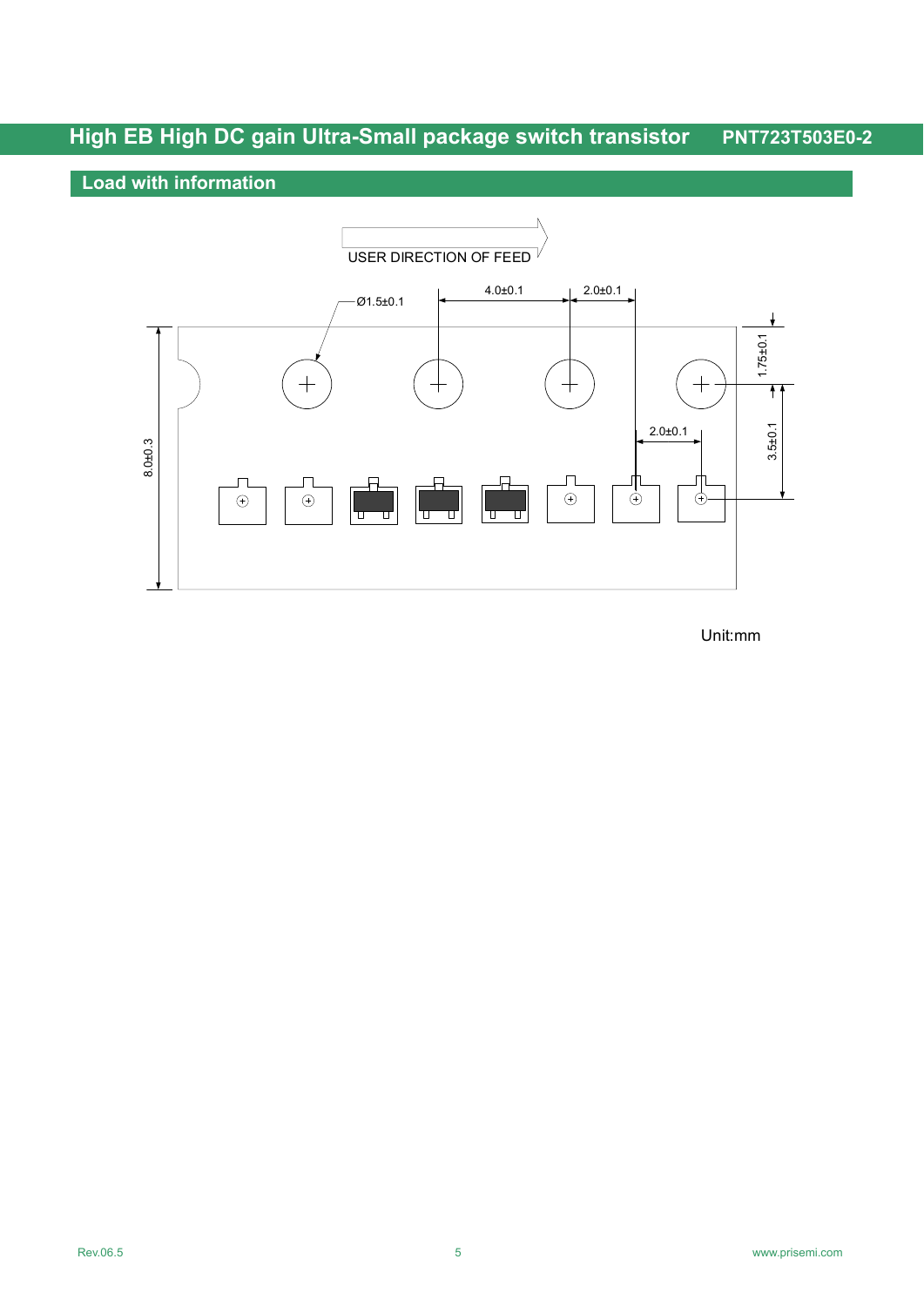## Load with information

USER DIRECTION OF FEED

Ø1.5±0.1

4.0±0.1

2.0±0.1

1.75±0.1

8.0±0.3

2.0±0.1

3.5±0.1

Unit:mm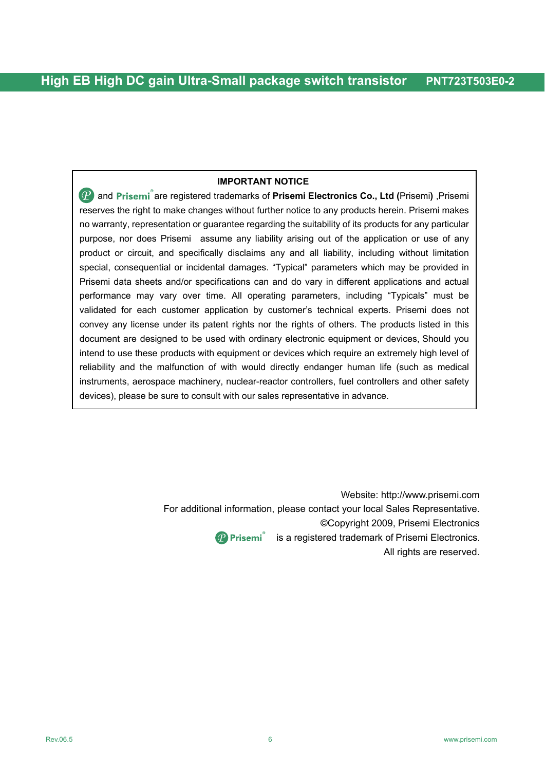**IMPORTANT NOTICE**

and **Prisemi**® are registered trademarks of **Prisemi Electronics Co., Ltd (**Prisemi**)** ,Prisemi reserves the right to make changes without further notice to any products herein. Prisemi makes no warranty, representation or guarantee regarding the suitability of its products for any particular purpose, nor does Prisemi assume any liability arising out of the application or use of any product or circuit, and specifically disclaims any and all liability, including without limitation special, consequential or incidental damages. “Typical” parameters which may be provided in Prisemi data sheets and/or specifications can and do vary in different applications and actual performance may vary over time. All operating parameters, including “Typicals” must be validated for each customer application by customer's technical experts. Prisemi does not convey any license under its patent rights nor the rights of others. The products listed in this document are designed to be used with ordinary electronic equipment or devices, Should you intend to use these products with equipment or devices which require an extremely high level of reliability and the malfunction of with would directly endanger human life (such as medical instruments, aerospace machinery, nuclear-reactor controllers, fuel controllers and other safety devices), please be sure to consult with our sales representative in advance.

Website: http://www.prisemi.com

For additional information, please contact your local Sales Representative.

©Copyright 2009, Prisemi Electronics

Prisemi® is a registered trademark of Prisemi Electronics.

All rights are reserved.